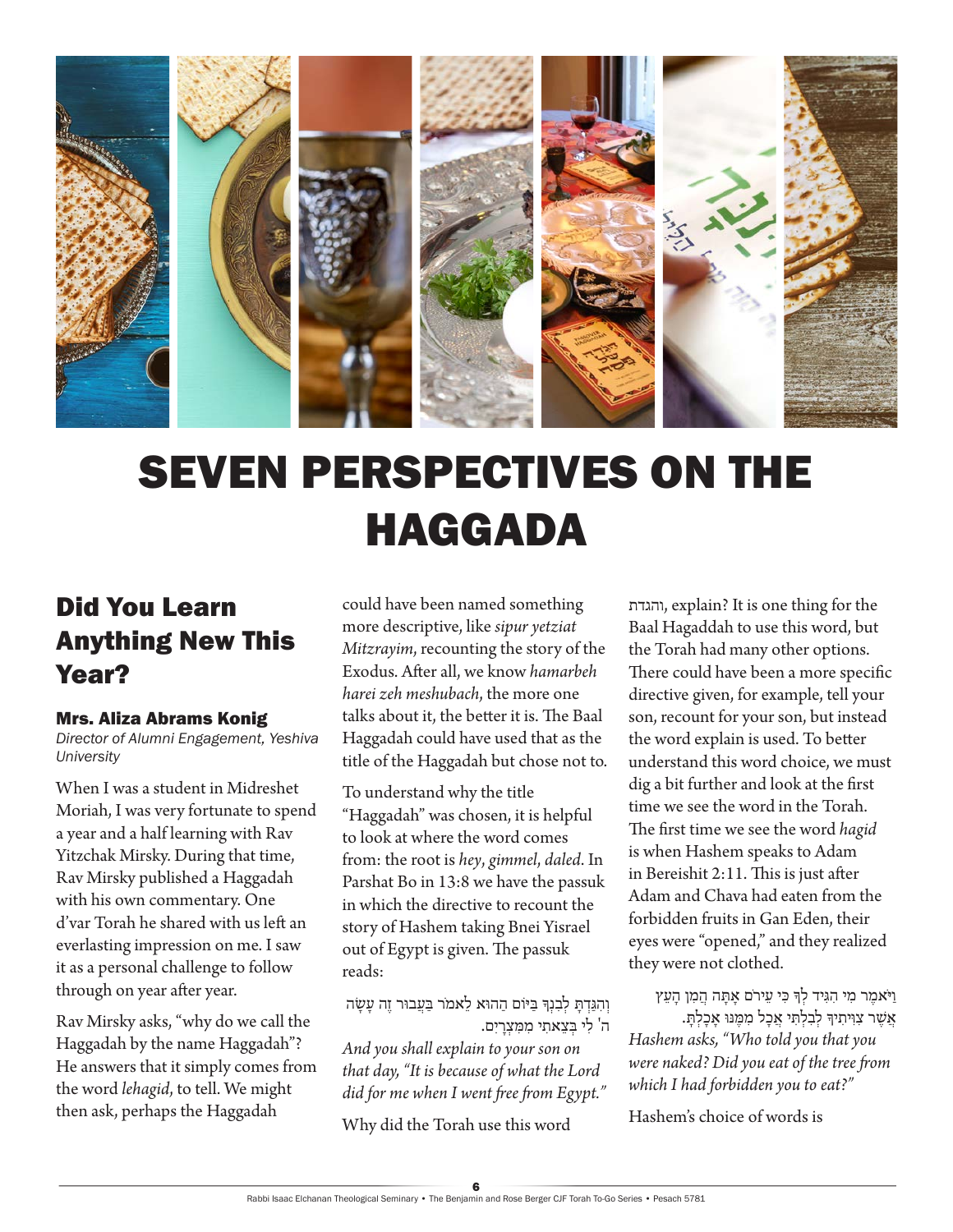# SEVEN PERSPECTIVES ON THE HAGGADA

## Did You Learn Anything New This Year?

### Mrs. Aliza Abrams Konig

*Director of Alumni Engagement, Yeshiva University*

When I was a student in Midreshet Moriah, I was very fortunate to spend a year and a half learning with Rav Yitzchak Mirsky. During that time, Rav Mirsky published a Haggadah with his own commentary. One d'var Torah he shared with us left an everlasting impression on me. I saw it as a personal challenge to follow through on year after year.

Rav Mirsky asks, "why do we call the Haggadah by the name Haggadah"? He answers that it simply comes from the word *lehagid*, to tell. We might then ask, perhaps the Haggadah could have been named something more descriptive, like *sipur yetziat Mitzrayim*, recounting the story of the Exodus. After all, we know *hamarbeh harei zeh meshubach*, the more one talks about it, the better it is. The Baal Haggadah could have used that as the title of the Haggadah but chose not to.

To understand why the title "Haggadah" was chosen, it is helpful to look at where the word comes from: the root is *hey*, *gimmel*, *daled*. In Parshat Bo in 13:8 we have the passuk in which the directive to recount the story of Hashem taking Bnei Yisrael out of Egypt is given. The passuk reads:

וְהִגַּדְתָּ לְבִנְךָ בַּיּוֹם הַהוּא לֵאמֹר בַּעֲבוּר זֶה עָשָׂה ה' לִי בְּצֵאתִי מִמִּצְרָיִם.

*And you shall explain to your son on that day, "It is because of what the Lord did for me when I went free from Egypt."*

Why did the Torah use this word והגדת, explain? It is one thing for the Baal Hagaddah to use this word, but the Torah had many other options. There could have been a more specific directive given, for example, tell your son, recount for your son, but instead the word explain is used. To better understand this word choice, we must dig a bit further and look at the first time we see the word in the Torah. The first time we see the word *hagid* is when Hashem speaks to Adam in Bereishit 2:11. This is just after Adam and Chava had eaten from the forbidden fruits in Gan Eden, their eyes were "opened," and they realized they were not clothed.

וַיֹּאמֶר מִי הִגִּיד לְךָ כִּי עֵירֹם אָתָּה הֲמִן הָעֵץ אֲשֶׁר צִוִּיתִיךָ לְבִלְתִּי אֲכָל מִמֶּנּוּ אָכָלְתָּ.

*Hashem asks, "Who told you that you were naked? Did you eat of the tree from which I had forbidden you to eat?"*

Hashem's choice of words is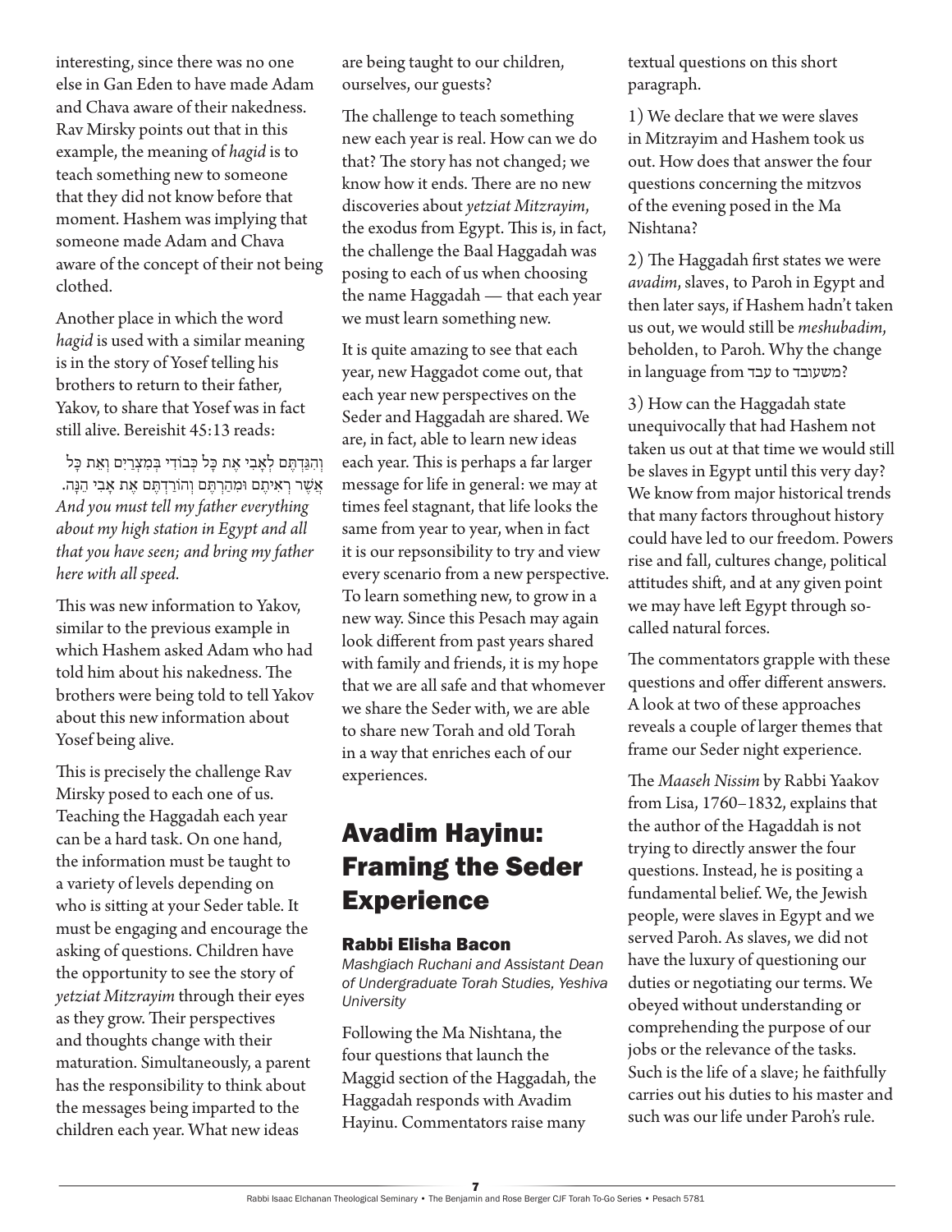interesting, since there was no one else in Gan Eden to have made Adam and Chava aware of their nakedness. Rav Mirsky points out that in this example, the meaning of *hagid* is to teach something new to someone that they did not know before that moment. Hashem was implying that someone made Adam and Chava aware of the concept of their not being clothed.

Another place in which the word *hagid* is used with a similar meaning is in the story of Yosef telling his brothers to return to their father, Yakov, to share that Yosef was in fact still alive. Bereishit 45:13 reads:

וְהִגַּדְתֶּם לְאָבִי אֶת כָּל כְּבוֹדִי בְּמִצְרַיִם וְאֵת כָּל אֲשֶׁר רְאִיתֶם וּמִהַרְתֶּם וְהוֹרַדְתֶּם אֶת אָבִי הֵנָּה.

*And you must tell my father everything about my high station in Egypt and all that you have seen; and bring my father here with all speed.*

This was new information to Yakov, similar to the previous example in which Hashem asked Adam who had told him about his nakedness. The brothers were being told to tell Yakov about this new information about Yosef being alive.

This is precisely the challenge Rav Mirsky posed to each one of us. Teaching the Haggadah each year can be a hard task. On one hand, the information must be taught to a variety of levels depending on who is sitting at your Seder table. It must be engaging and encourage the asking of questions. Children have the opportunity to see the story of *yetziat Mitzrayim* through their eyes as they grow. Their perspectives and thoughts change with their maturation. Simultaneously, a parent has the responsibility to think about the messages being imparted to the children each year. What new ideas are being taught to our children, ourselves, our guests?

The challenge to teach something new each year is real. How can we do that? The story has not changed; we know how it ends. There are no new discoveries about *yetziat Mitzrayim*, the exodus from Egypt. This is, in fact, the challenge the Baal Haggadah was posing to each of us when choosing the name Haggadah — that each year we must learn something new.

It is quite amazing to see that each year, new Haggadot come out, that each year new perspectives on the Seder and Haggadah are shared. We are, in fact, able to learn new ideas each year. This is perhaps a far larger message for life in general: we may at times feel stagnant, that life looks the same from year to year, when in fact it is our repsonsibility to try and view every scenario from a new perspective. To learn something new, to grow in a new way. Since this Pesach may again look different from past years shared with family and friends, it is my hope that we are all safe and that whomever we share the Seder with, we are able to share new Torah and old Torah in a way that enriches each of our experiences.

## Avadim Hayinu: Framing the Seder Experience

### Rabbi Elisha Bacon

*Mashgiach Ruchani and Assistant Dean of Undergraduate Torah Studies, Yeshiva University*

Following the Ma Nishtana, the four questions that launch the Maggid section of the Haggadah, the Haggadah responds with Avadim Hayinu. Commentators raise many textual questions on this short paragraph.

1) We declare that we were slaves in Mitzrayim and Hashem took us out. How does that answer the four questions concerning the mitzvos of the evening posed in the Ma Nishtana?

2) The Haggadah first states we were *avadim*, slaves, to Paroh in Egypt and then later says, if Hashem hadn't taken us out, we would still be *meshubadim*, beholden, to Paroh. Why the change in language from עבד to משעובד?

3) How can the Haggadah state unequivocally that had Hashem not taken us out at that time we would still be slaves in Egypt until this very day? We know from major historical trends that many factors throughout history could have led to our freedom. Powers rise and fall, cultures change, political attitudes shift, and at any given point we may have left Egypt through so-called natural forces.

The commentators grapple with these questions and offer different answers. A look at two of these approaches reveals a couple of larger themes that frame our Seder night experience.

The *Maaseh Nissim* by Rabbi Yaakov from Lisa, 1760–1832, explains that the author of the Hagaddah is not trying to directly answer the four questions. Instead, he is positing a fundamental belief. We, the Jewish people, were slaves in Egypt and we served Paroh. As slaves, we did not have the luxury of questioning our duties or negotiating our terms. We obeyed without understanding or comprehending the purpose of our jobs or the relevance of the tasks. Such is the life of a slave; he faithfully carries out his duties to his master and such was our life under Paroh's rule.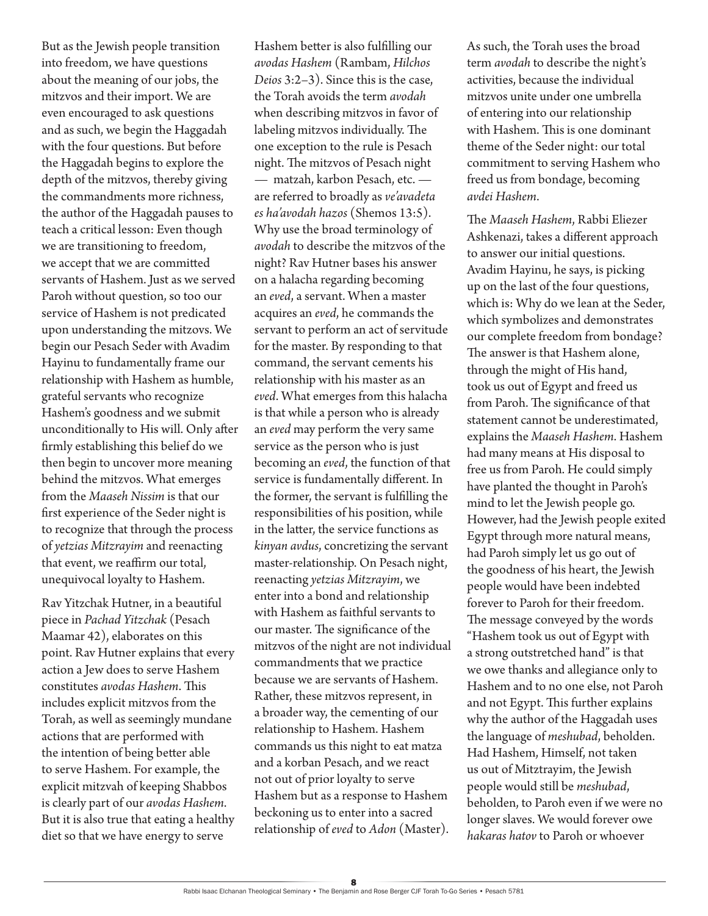But as the Jewish people transition into freedom, we have questions about the meaning of our jobs, the mitzvos and their import. We are even encouraged to ask questions and as such, we begin the Haggadah with the four questions. But before the Haggadah begins to explore the depth of the mitzvos, thereby giving the commandments more richness, the author of the Haggadah pauses to teach a critical lesson: Even though we are transitioning to freedom, we accept that we are committed servants of Hashem. Just as we served Paroh without question, so too our service of Hashem is not predicated upon understanding the mitzvos. We begin our Pesach Seder with Avadim Hayinu to fundamentally frame our relationship with Hashem as humble, grateful servants who recognize Hashem's goodness and we submit unconditionally to His will. Only after firmly establishing this belief do we then begin to uncover more meaning behind the mitzvos. What emerges from the *Maaseh Nissim* is that our first experience of the Seder night is to recognize that through the process of *yetzias Mitzrayim* and reenacting that event, we reaffirm our total, unequivocal loyalty to Hashem.

Rav Yitzchak Hutner, in a beautiful piece in *Pachad Yitzchak* (Pesach Maamar 42), elaborates on this point. Rav Hutner explains that every action a Jew does to serve Hashem constitutes *avodas Hashem*. This includes explicit mitzvos from the Torah, as well as seemingly mundane actions that are performed with the intention of being better able to serve Hashem. For example, the explicit mitzvah of keeping Shabbos is clearly part of our *avodas Hashem*. But it is also true that eating a healthy diet so that we have energy to serve Hashem better is also fulfilling our *avodas Hashem* (Rambam, *Hilchos Deios* 3:2–3). Since this is the case, the Torah avoids the term *avodah* when describing mitzvos in favor of labeling mitzvos individually. The one exception to the rule is Pesach night. The mitzvos of Pesach night — matzah, karbon Pesach, etc. — are referred to broadly as *ve'avadeta es ha'avodah hazos* (Shemos 13:5). Why use the broad terminology of *avodah* to describe the mitzvos of the night? Rav Hutner bases his answer on a halacha regarding becoming an *eved*, a servant. When a master acquires an *eved*, he commands the servant to perform an act of servitude for the master. By responding to that command, the servant cements his relationship with his master as an *eved*. What emerges from this halacha is that while a person who is already an *eved* may perform the very same service as the person who is just becoming an *eved*, the function of that service is fundamentally different. In the former, the servant is fulfilling the responsibilities of his position, while in the latter, the service functions as *kinyan avdus*, concretizing the servant master-relationship. On Pesach night, reenacting *yetzias Mitzrayim*, we enter into a bond and relationship with Hashem as faithful servants to our master. The significance of the mitzvos of the night are not individual commandments that we practice because we are servants of Hashem. Rather, these mitzvos represent, in a broader way, the cementing of our relationship to Hashem. Hashem commands us this night to eat matza and a korban Pesach, and we react not out of prior loyalty to serve Hashem but as a response to Hashem beckoning us to enter into a sacred relationship of *eved* to *Adon* (Master). As such, the Torah uses the broad term *avodah* to describe the night's activities, because the individual mitzvos unite under one umbrella of entering into our relationship with Hashem. This is one dominant theme of the Seder night: our total commitment to serving Hashem who freed us from bondage, becoming *avdei Hashem*.

The *Maaseh Hashem*, Rabbi Eliezer Ashkenazi, takes a different approach to answer our initial questions. Avadim Hayinu, he says, is picking up on the last of the four questions, which is: Why do we lean at the Seder, which symbolizes and demonstrates our complete freedom from bondage? The answer is that Hashem alone, through the might of His hand, took us out of Egypt and freed us from Paroh. The significance of that statement cannot be underestimated, explains the *Maaseh Hashem*. Hashem had many means at His disposal to free us from Paroh. He could simply have planted the thought in Paroh's mind to let the Jewish people go. However, had the Jewish people exited Egypt through more natural means, had Paroh simply let us go out of the goodness of his heart, the Jewish people would have been indebted forever to Paroh for their freedom. The message conveyed by the words "Hashem took us out of Egypt with a strong outstretched hand" is that we owe thanks and allegiance only to Hashem and to no one else, not Paroh and not Egypt. This further explains why the author of the Haggadah uses the language of *meshubad*, beholden. Had Hashem, Himself, not taken us out of Mitztrayim, the Jewish people would still be *meshubad*, beholden, to Paroh even if we were no longer slaves. We would forever owe *hakaras hatov* to Paroh or whoever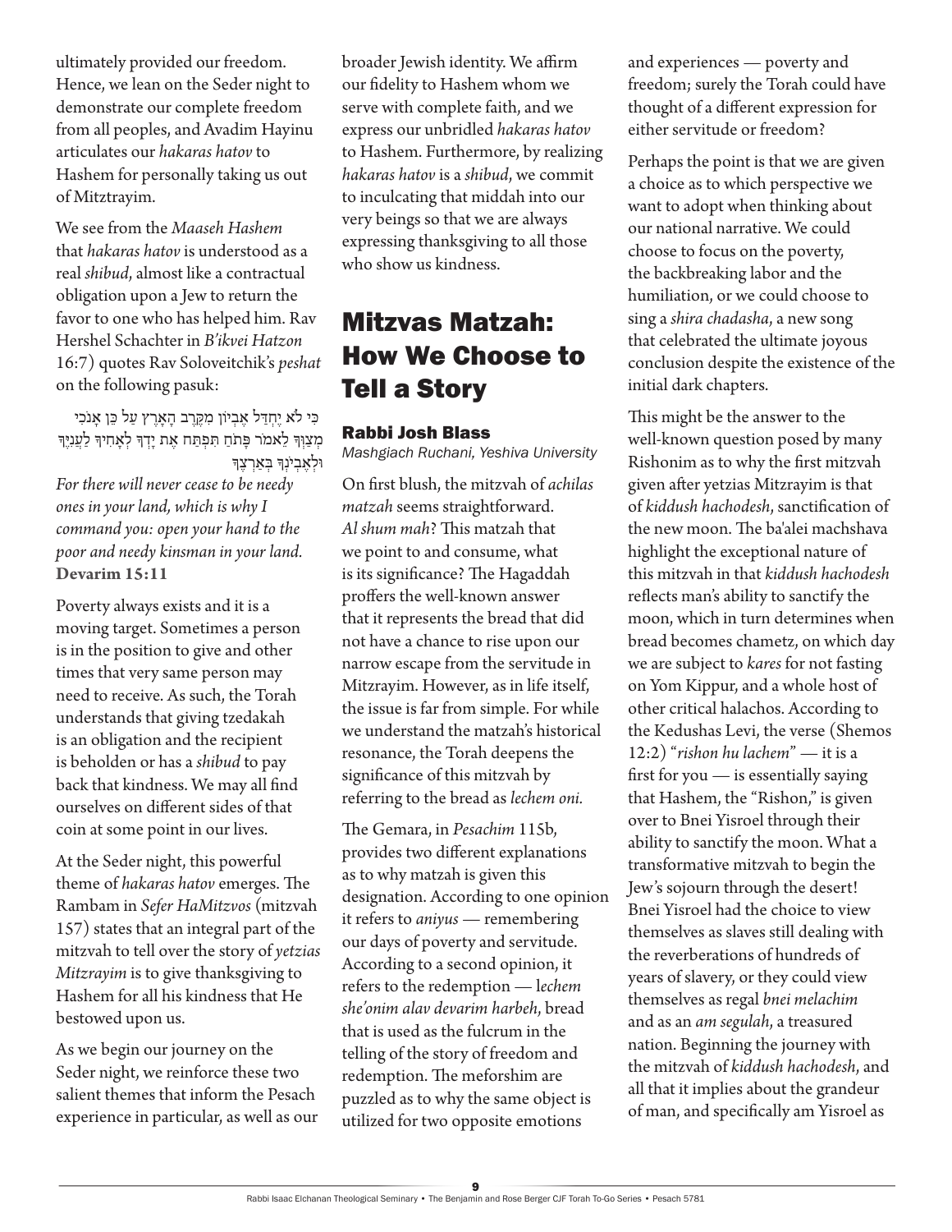ultimately provided our freedom. Hence, we lean on the Seder night to demonstrate our complete freedom from all peoples, and Avadim Hayinu articulates our *hakaras hatov* to Hashem for personally taking us out of Mitztrayim.

We see from the *Maaseh Hashem* that *hakaras hatov* is understood as a real *shibud*, almost like a contractual obligation upon a Jew to return the favor to one who has helped him. Rav Hershel Schachter in *B'ikvei Hatzon* 16:7) quotes Rav Soloveitchik's *peshat* on the following pasuk:

כִּי לֹא יֶחְדַּל אֶבְיוֹן מִקֶּרֶב הָאָרֶץ עַל כֵּן אָנֹכִי מְצַוְּךָ לֵאמֹר פָּתֹחַ תִּפְתַּח אֶת יָדְךָ לְאָחִיךָ לַעֲנִיֶּךָ וּלְאֶבְיֹנְךָ בְּאַרְצֶךָ

*For there will never cease to be needy ones in your land, which is why I command you: open your hand to the poor and needy kinsman in your land.*
**Devarim 15:11**

Poverty always exists and it is a moving target. Sometimes a person is in the position to give and other times that very same person may need to receive. As such, the Torah understands that giving tzedakah is an obligation and the recipient is beholden or has a *shibud* to pay back that kindness. We may all find ourselves on different sides of that coin at some point in our lives.

At the Seder night, this powerful theme of *hakaras hatov* emerges. The Rambam in *Sefer HaMitzvos* (mitzvah 157) states that an integral part of the mitzvah to tell over the story of *yetzias Mitzrayim* is to give thanksgiving to Hashem for all his kindness that He bestowed upon us.

As we begin our journey on the Seder night, we reinforce these two salient themes that inform the Pesach experience in particular, as well as our broader Jewish identity. We affirm our fidelity to Hashem whom we serve with complete faith, and we express our unbridled *hakaras hatov* to Hashem. Furthermore, by realizing *hakaras hatov* is a *shibud*, we commit to inculcating that middah into our very beings so that we are always expressing thanksgiving to all those who show us kindness.

# Mitzvas Matzah: How We Choose to Tell a Story

### Rabbi Josh Blass
*Mashgiach Ruchani, Yeshiva University*

On first blush, the mitzvah of *achilas matzah* seems straightforward. *Al shum mah*? This matzah that we point to and consume, what is its significance? The Hagaddah proffers the well-known answer that it represents the bread that did not have a chance to rise upon our narrow escape from the servitude in Mitzrayim. However, as in life itself, the issue is far from simple. For while we understand the matzah's historical resonance, the Torah deepens the significance of this mitzvah by referring to the bread as *lechem oni.*

The Gemara, in *Pesachim* 115b, provides two different explanations as to why matzah is given this designation. According to one opinion it refers to *aniyus* — remembering our days of poverty and servitude. According to a second opinion, it refers to the redemption — l*echem she'onim alav devarim harbeh*, bread that is used as the fulcrum in the telling of the story of freedom and redemption. The meforshim are puzzled as to why the same object is utilized for two opposite emotions and experiences — poverty and freedom; surely the Torah could have thought of a different expression for either servitude or freedom?

Perhaps the point is that we are given a choice as to which perspective we want to adopt when thinking about our national narrative. We could choose to focus on the poverty, the backbreaking labor and the humiliation, or we could choose to sing a *shira chadasha*, a new song that celebrated the ultimate joyous conclusion despite the existence of the initial dark chapters.

This might be the answer to the well-known question posed by many Rishonim as to why the first mitzvah given after yetzias Mitzrayim is that of *kiddush hachodesh*, sanctification of the new moon. The ba'alei machshava highlight the exceptional nature of this mitzvah in that *kiddush hachodesh* reflects man's ability to sanctify the moon, which in turn determines when bread becomes chametz, on which day we are subject to *kares* for not fasting on Yom Kippur, and a whole host of other critical halachos. According to the Kedushas Levi, the verse (Shemos 12:2) "*rishon hu lachem*" — it is a first for you — is essentially saying that Hashem, the "Rishon," is given over to Bnei Yisroel through their ability to sanctify the moon. What a transformative mitzvah to begin the Jew's sojourn through the desert! Bnei Yisroel had the choice to view themselves as slaves still dealing with the reverberations of hundreds of years of slavery, or they could view themselves as regal *bnei melachim* and as an *am segulah*, a treasured nation. Beginning the journey with the mitzvah of *kiddush hachodesh*, and all that it implies about the grandeur of man, and specifically am Yisroel as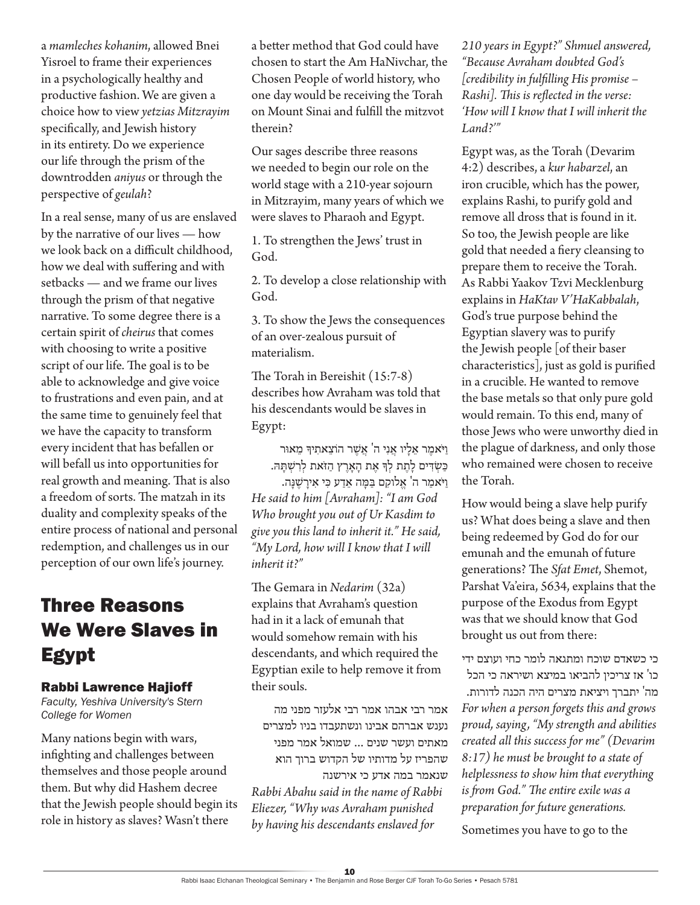a *mamleches kohanim*, allowed Bnei Yisroel to frame their experiences in a psychologically healthy and productive fashion. We are given a choice how to view *yetzias Mitzrayim* specifically, and Jewish history in its entirety. Do we experience our life through the prism of the downtrodden *aniyus* or through the perspective of *geulah*?

In a real sense, many of us are enslaved by the narrative of our lives — how we look back on a difficult childhood, how we deal with suffering and with setbacks — and we frame our lives through the prism of that negative narrative. To some degree there is a certain spirit of *cheirus* that comes with choosing to write a positive script of our life. The goal is to be able to acknowledge and give voice to frustrations and even pain, and at the same time to genuinely feel that we have the capacity to transform every incident that has befallen or will befall us into opportunities for real growth and meaning. That is also a freedom of sorts. The matzah in its duality and complexity speaks of the entire process of national and personal redemption, and challenges us in our perception of our own life's journey.

## Three Reasons We Were Slaves in Egypt

### Rabbi Lawrence Hajioff

*Faculty, Yeshiva University's Stern College for Women*

Many nations begin with wars, infighting and challenges between themselves and those people around them. But why did Hashem decree that the Jewish people should begin its role in history as slaves? Wasn't there a better method that God could have chosen to start the Am HaNivchar, the Chosen People of world history, who one day would be receiving the Torah on Mount Sinai and fulfill the mitzvot therein?

Our sages describe three reasons we needed to begin our role on the world stage with a 210-year sojourn in Mitzrayim, many years of which we were slaves to Pharaoh and Egypt.

1. To strengthen the Jews' trust in God.

2. To develop a close relationship with God.

3. To show the Jews the consequences of an over-zealous pursuit of materialism.

The Torah in Bereishit (15:7-8) describes how Avraham was told that his descendants would be slaves in Egypt:

וַיֹּאמֶר אֵלָיו אֲנִי ה' אֲשֶׁר הוֹצֵאתִיךָ מֵאוּר כַּשְׂדִּים לָתֶת לְךָ אֶת הָאָרֶץ הַזֹּאת לְרִשְׁתָּהּ. וַיֹּאמַר ה' אֱלוֹקִם בַּמָּה אֵדַע כִּי אִירָשֶׁנָּה.

*He said to him [Avraham]: "I am God Who brought you out of Ur Kasdim to give you this land to inherit it." He said, "My Lord, how will I know that I will inherit it?"*

The Gemara in *Nedarim* (32a) explains that Avraham's question had in it a lack of emunah that would somehow remain with his descendants, and which required the Egyptian exile to help remove it from their souls.

אמר רבי אבהו אמר רבי אלעזר מפני מה נענש אברהם אבינו ונשתעבדו בניו למצרים מאתים ועשר שנים ... שמואל אמר מפני שהפריז על מדותיו של הקדוש ברוך הוא שנאמר במה אדע כי אירשנה

*Rabbi Abahu said in the name of Rabbi Eliezer, "Why was Avraham punished by having his descendants enslaved for 210 years in Egypt?" Shmuel answered, "Because Avraham doubted God's [credibility in fulfilling His promise – Rashi]. This is reflected in the verse: 'How will I know that I will inherit the Land?'"*

Egypt was, as the Torah (Devarim 4:2) describes, a *kur habarzel*, an iron crucible, which has the power, explains Rashi, to purify gold and remove all dross that is found in it. So too, the Jewish people are like gold that needed a fiery cleansing to prepare them to receive the Torah. As Rabbi Yaakov Tzvi Mecklenburg explains in *HaKtav V'HaKabbalah*, God's true purpose behind the Egyptian slavery was to purify the Jewish people [of their baser characteristics], just as gold is purified in a crucible. He wanted to remove the base metals so that only pure gold would remain. To this end, many of those Jews who were unworthy died in the plague of darkness, and only those who remained were chosen to receive the Torah.

How would being a slave help purify us? What does being a slave and then being redeemed by God do for our emunah and the emunah of future generations? The *Sfat Emet*, Shemot, Parshat Va'eira, 5634, explains that the purpose of the Exodus from Egypt was that we should know that God brought us out from there:

כי כשאדם שוכח ומתגאה לומר כחי ועוצם ידי כו' אז צריכין להביאו במיצא ושיראה כי הכל מה' יתברך ויציאת מצרים היה הכנה לדורות.

*For when a person forgets this and grows proud, saying, "My strength and abilities created all this success for me" (Devarim 8:17) he must be brought to a state of helplessness to show him that everything is from God." The entire exile was a preparation for future generations.*

Sometimes you have to go to the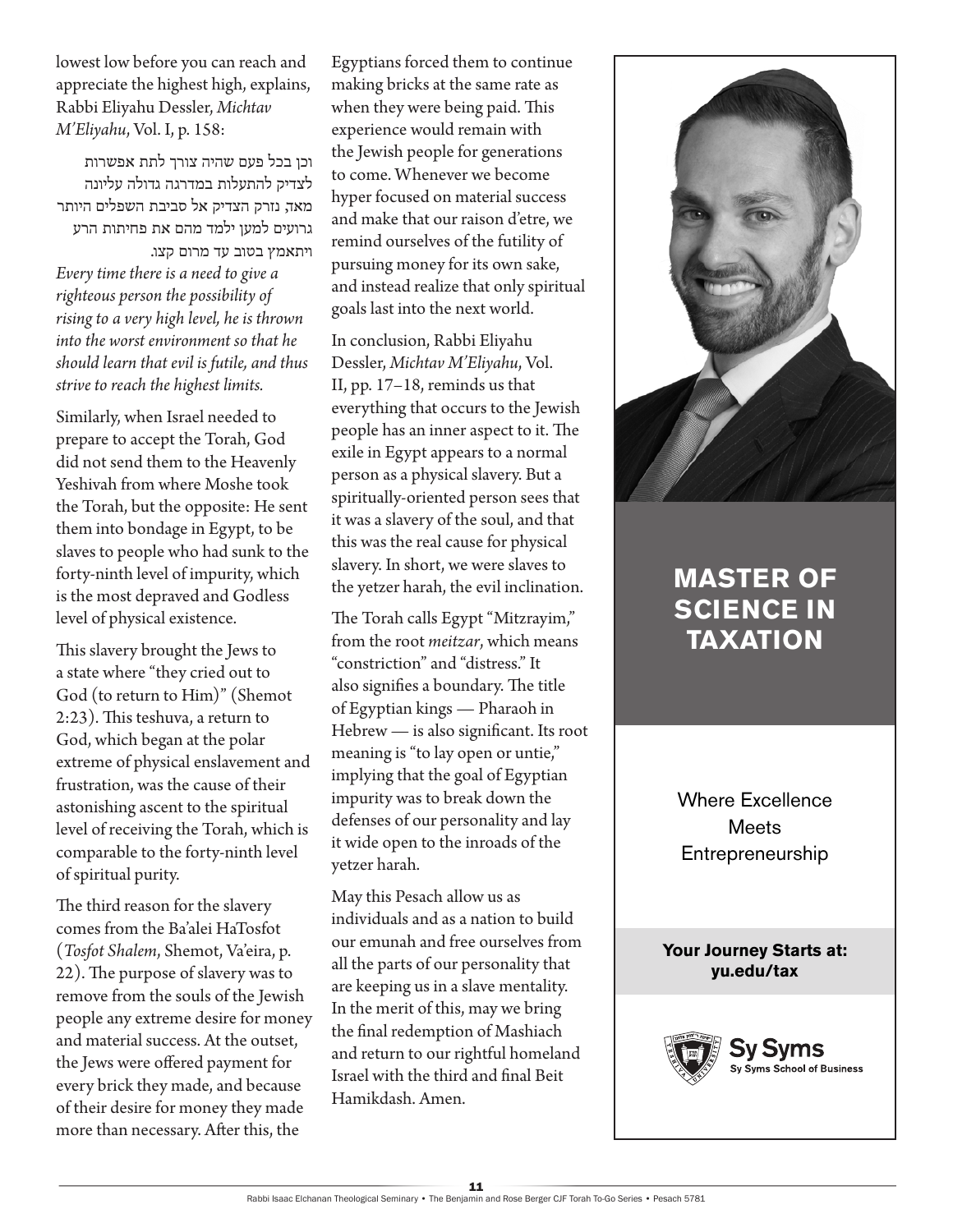lowest low before you can reach and appreciate the highest high, explains, Rabbi Eliyahu Dessler, *Michtav M'Eliyahu*, Vol. I, p. 158:

וכן בכל פעם שהיה צורך לתת אפשרות לצדיק להתעלות במדרגה גדולה עליונה מאד, נזרק הצדיק אל סביבת השפלים היותר גרועים למען ילמד מהם את פחיתות הרע ויתאמץ בטוב עד מרום קצו.

*Every time there is a need to give a righteous person the possibility of rising to a very high level, he is thrown into the worst environment so that he should learn that evil is futile, and thus strive to reach the highest limits.*

Similarly, when Israel needed to prepare to accept the Torah, God did not send them to the Heavenly Yeshivah from where Moshe took the Torah, but the opposite: He sent them into bondage in Egypt, to be slaves to people who had sunk to the forty-ninth level of impurity, which is the most depraved and Godless level of physical existence.

This slavery brought the Jews to a state where "they cried out to God (to return to Him)" (Shemot 2:23). This teshuva, a return to God, which began at the polar extreme of physical enslavement and frustration, was the cause of their astonishing ascent to the spiritual level of receiving the Torah, which is comparable to the forty-ninth level of spiritual purity.

The third reason for the slavery comes from the Ba'alei HaTosfot (*Tosfot Shalem*, Shemot, Va'eira, p. 22). The purpose of slavery was to remove from the souls of the Jewish people any extreme desire for money and material success. At the outset, the Jews were offered payment for every brick they made, and because of their desire for money they made more than necessary. After this, the Egyptians forced them to continue making bricks at the same rate as when they were being paid. This experience would remain with the Jewish people for generations to come. Whenever we become hyper focused on material success and make that our raison d'etre, we remind ourselves of the futility of pursuing money for its own sake, and instead realize that only spiritual goals last into the next world.

In conclusion, Rabbi Eliyahu Dessler, *Michtav M'Eliyahu*, Vol. II, pp. 17–18, reminds us that everything that occurs to the Jewish people has an inner aspect to it. The exile in Egypt appears to a normal person as a physical slavery. But a spiritually-oriented person sees that it was a slavery of the soul, and that this was the real cause for physical slavery. In short, we were slaves to the yetzer harah, the evil inclination.

The Torah calls Egypt "Mitzrayim," from the root *meitzar*, which means "constriction" and "distress." It also signifies a boundary. The title of Egyptian kings — Pharaoh in Hebrew — is also significant. Its root meaning is "to lay open or untie," implying that the goal of Egyptian impurity was to break down the defenses of our personality and lay it wide open to the inroads of the yetzer harah.

May this Pesach allow us as individuals and as a nation to build our emunah and free ourselves from all the parts of our personality that are keeping us in a slave mentality. In the merit of this, may we bring the final redemption of Mashiach and return to our rightful homeland Israel with the third and final Beit Hamikdash. Amen.

**MASTER OF SCIENCE IN TAXATION**

Where Excellence Meets Entrepreneurship

**Your Journey Starts at: yu.edu/tax**

**Sy Syms** Sy Syms School of Business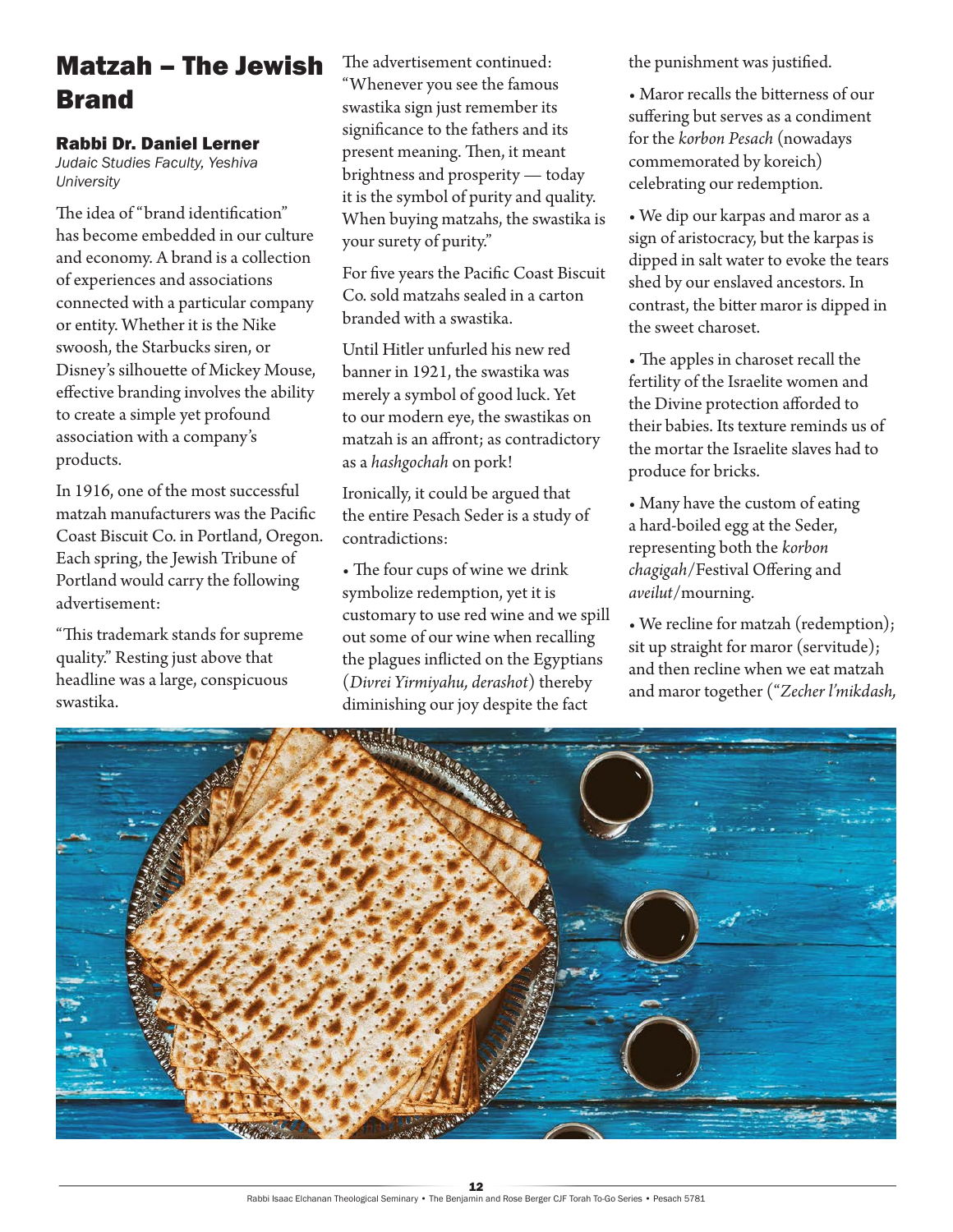# Matzah – The Jewish Brand

### Rabbi Dr. Daniel Lerner

*Judaic Studies Faculty, Yeshiva University*

The idea of "brand identification" has become embedded in our culture and economy. A brand is a collection of experiences and associations connected with a particular company or entity. Whether it is the Nike swoosh, the Starbucks siren, or Disney's silhouette of Mickey Mouse, effective branding involves the ability to create a simple yet profound association with a company's products.

In 1916, one of the most successful matzah manufacturers was the Pacific Coast Biscuit Co. in Portland, Oregon. Each spring, the Jewish Tribune of Portland would carry the following advertisement:

"This trademark stands for supreme quality." Resting just above that headline was a large, conspicuous swastika.

The advertisement continued: "Whenever you see the famous swastika sign just remember its significance to the fathers and its present meaning. Then, it meant brightness and prosperity — today it is the symbol of purity and quality. When buying matzahs, the swastika is your surety of purity."

For five years the Pacific Coast Biscuit Co. sold matzahs sealed in a carton branded with a swastika.

Until Hitler unfurled his new red banner in 1921, the swastika was merely a symbol of good luck. Yet to our modern eye, the swastikas on matzah is an affront; as contradictory as a *hashgochah* on pork!

Ironically, it could be argued that the entire Pesach Seder is a study of contradictions:

- The four cups of wine we drink symbolize redemption, yet it is customary to use red wine and we spill out some of our wine when recalling the plagues inflicted on the Egyptians (*Divrei Yirmiyahu, derashot*) thereby diminishing our joy despite the fact the punishment was justified.
- Maror recalls the bitterness of our suffering but serves as a condiment for the *korbon Pesach* (nowadays commemorated by koreich) celebrating our redemption.
- We dip our karpas and maror as a sign of aristocracy, but the karpas is dipped in salt water to evoke the tears shed by our enslaved ancestors. In contrast, the bitter maror is dipped in the sweet charoset.
- The apples in charoset recall the fertility of the Israelite women and the Divine protection afforded to their babies. Its texture reminds us of the mortar the Israelite slaves had to produce for bricks.
- Many have the custom of eating a hard-boiled egg at the Seder, representing both the *korbon chagigah*/Festival Offering and *aveilut*/mourning.
- We recline for matzah (redemption); sit up straight for maror (servitude); and then recline when we eat matzah and maror together ("*Zecher l'mikdash,*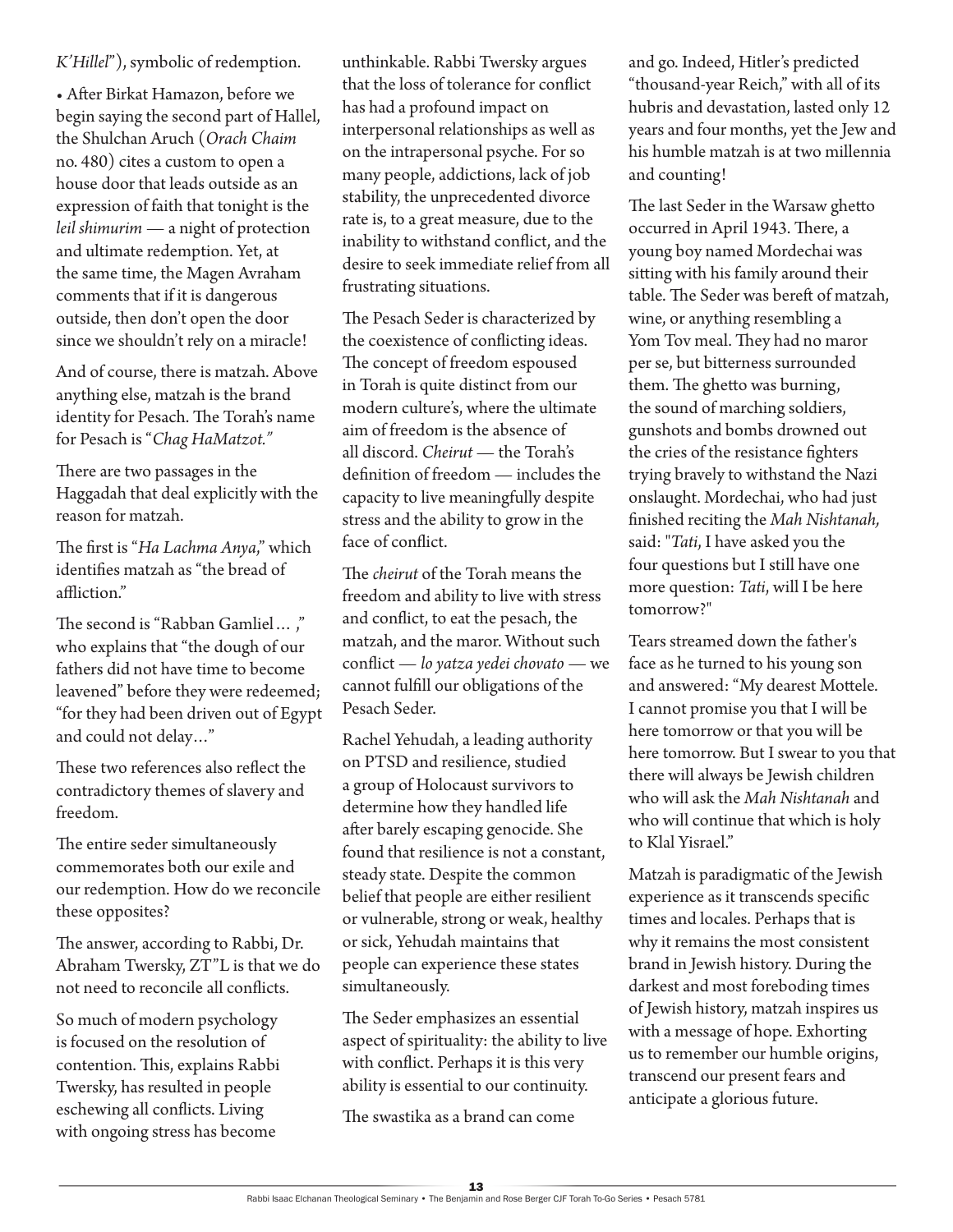*K'Hillel*"), symbolic of redemption.

- After Birkat Hamazon, before we begin saying the second part of Hallel, the Shulchan Aruch (*Orach Chaim* no. 480) cites a custom to open a house door that leads outside as an expression of faith that tonight is the *leil shimurim* — a night of protection and ultimate redemption. Yet, at the same time, the Magen Avraham comments that if it is dangerous outside, then don't open the door since we shouldn't rely on a miracle!

And of course, there is matzah. Above anything else, matzah is the brand identity for Pesach. The Torah's name for Pesach is "*Chag HaMatzot.*"

There are two passages in the Haggadah that deal explicitly with the reason for matzah.

The first is "*Ha Lachma Anya*," which identifies matzah as "the bread of affliction."

The second is "Rabban Gamliel… ," who explains that "the dough of our fathers did not have time to become leavened" before they were redeemed; "for they had been driven out of Egypt and could not delay…"

These two references also reflect the contradictory themes of slavery and freedom.

The entire seder simultaneously commemorates both our exile and our redemption. How do we reconcile these opposites?

The answer, according to Rabbi, Dr. Abraham Twersky, ZT"L is that we do not need to reconcile all conflicts.

So much of modern psychology is focused on the resolution of contention. This, explains Rabbi Twersky, has resulted in people eschewing all conflicts. Living with ongoing stress has become unthinkable. Rabbi Twersky argues that the loss of tolerance for conflict has had a profound impact on interpersonal relationships as well as on the intrapersonal psyche. For so many people, addictions, lack of job stability, the unprecedented divorce rate is, to a great measure, due to the inability to withstand conflict, and the desire to seek immediate relief from all frustrating situations.

The Pesach Seder is characterized by the coexistence of conflicting ideas. The concept of freedom espoused in Torah is quite distinct from our modern culture's, where the ultimate aim of freedom is the absence of all discord. *Cheirut* — the Torah's definition of freedom — includes the capacity to live meaningfully despite stress and the ability to grow in the face of conflict.

The *cheirut* of the Torah means the freedom and ability to live with stress and conflict, to eat the pesach, the matzah, and the maror. Without such conflict — *lo yatza yedei chovato* — we cannot fulfill our obligations of the Pesach Seder.

Rachel Yehudah, a leading authority on PTSD and resilience, studied a group of Holocaust survivors to determine how they handled life after barely escaping genocide. She found that resilience is not a constant, steady state. Despite the common belief that people are either resilient or vulnerable, strong or weak, healthy or sick, Yehudah maintains that people can experience these states simultaneously.

The Seder emphasizes an essential aspect of spirituality: the ability to live with conflict. Perhaps it is this very ability is essential to our continuity.

The swastika as a brand can come and go. Indeed, Hitler's predicted "thousand-year Reich," with all of its hubris and devastation, lasted only 12 years and four months, yet the Jew and his humble matzah is at two millennia and counting!

The last Seder in the Warsaw ghetto occurred in April 1943. There, a young boy named Mordechai was sitting with his family around their table. The Seder was bereft of matzah, wine, or anything resembling a Yom Tov meal. They had no maror per se, but bitterness surrounded them. The ghetto was burning, the sound of marching soldiers, gunshots and bombs drowned out the cries of the resistance fighters trying bravely to withstand the Nazi onslaught. Mordechai, who had just finished reciting the *Mah Nishtanah,* said: "*Tati*, I have asked you the four questions but I still have one more question: *Tati*, will I be here tomorrow?"

Tears streamed down the father's face as he turned to his young son and answered: "My dearest Mottele. I cannot promise you that I will be here tomorrow or that you will be here tomorrow. But I swear to you that there will always be Jewish children who will ask the *Mah Nishtanah* and who will continue that which is holy to Klal Yisrael."

Matzah is paradigmatic of the Jewish experience as it transcends specific times and locales. Perhaps that is why it remains the most consistent brand in Jewish history. During the darkest and most foreboding times of Jewish history, matzah inspires us with a message of hope. Exhorting us to remember our humble origins, transcend our present fears and anticipate a glorious future.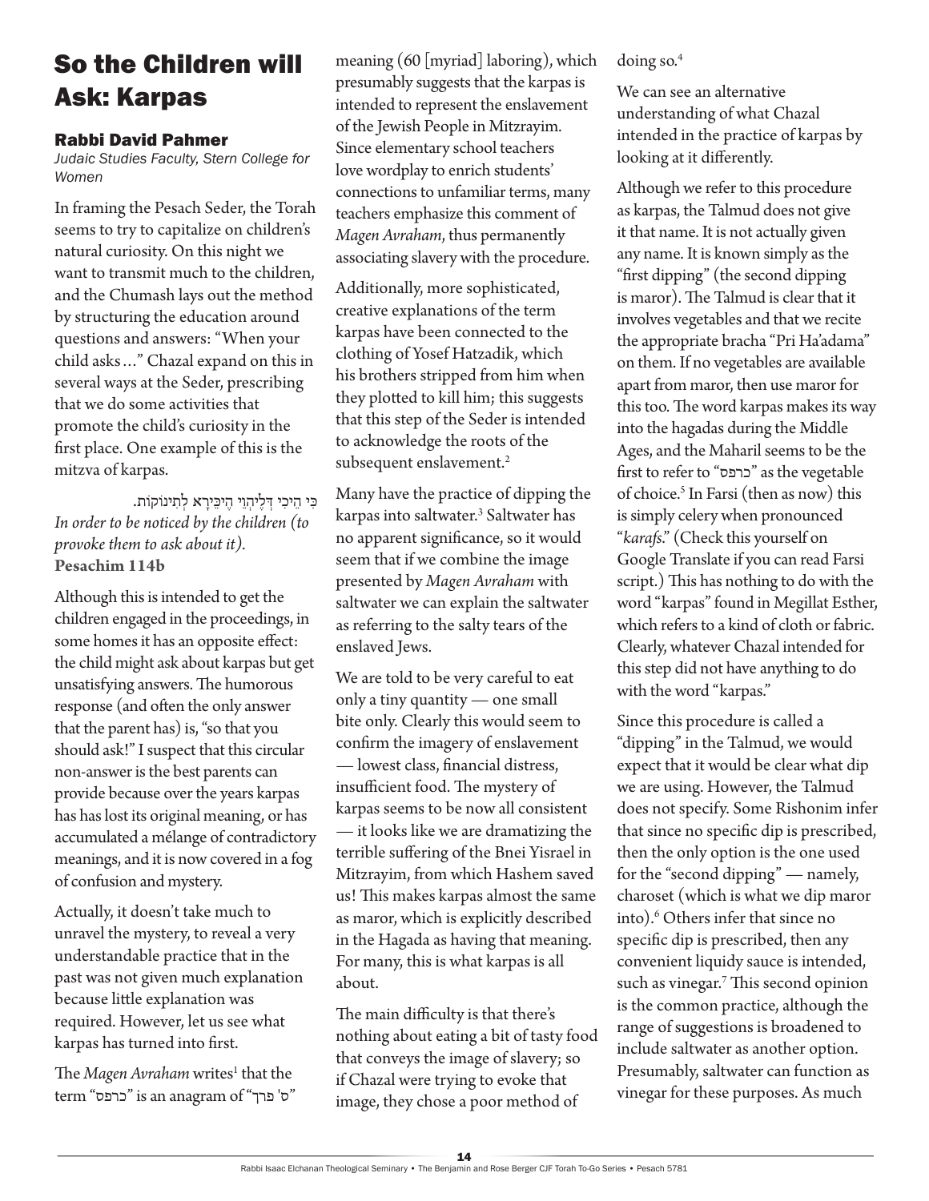# So the Children will Ask: Karpas

## Rabbi David Pahmer

*Judaic Studies Faculty, Stern College for Women*

In framing the Pesach Seder, the Torah seems to try to capitalize on children's natural curiosity. On this night we want to transmit much to the children, and the Chumash lays out the method by structuring the education around questions and answers: "When your child asks…" Chazal expand on this in several ways at the Seder, prescribing that we do some activities that promote the child's curiosity in the first place. One example of this is the mitzva of karpas.

כִּי הֵיכִי דְּלֶיהֱוֵי הֶיכֵּירָא לְתִינוֹקוֹת.
*In order to be noticed by the children (to provoke them to ask about it).*
**Pesachim 114b**

Although this is intended to get the children engaged in the proceedings, in some homes it has an opposite effect: the child might ask about karpas but get unsatisfying answers. The humorous response (and often the only answer that the parent has) is, "so that you should ask!" I suspect that this circular non-answer is the best parents can provide because over the years karpas has has lost its original meaning, or has accumulated a mélange of contradictory meanings, and it is now covered in a fog of confusion and mystery.

Actually, it doesn't take much to unravel the mystery, to reveal a very understandable practice that in the past was not given much explanation because little explanation was required. However, let us see what karpas has turned into first.

The *Magen Avraham* writes[1] that the term "כרפס" is an anagram of "ס' פרך" meaning (60 [myriad] laboring), which presumably suggests that the karpas is intended to represent the enslavement of the Jewish People in Mitzrayim. Since elementary school teachers love wordplay to enrich students' connections to unfamiliar terms, many teachers emphasize this comment of *Magen Avraham*, thus permanently associating slavery with the procedure.

Additionally, more sophisticated, creative explanations of the term karpas have been connected to the clothing of Yosef Hatzadik, which his brothers stripped from him when they plotted to kill him; this suggests that this step of the Seder is intended to acknowledge the roots of the subsequent enslavement.[2]

Many have the practice of dipping the karpas into saltwater.[3] Saltwater has no apparent significance, so it would seem that if we combine the image presented by *Magen Avraham* with saltwater we can explain the saltwater as referring to the salty tears of the enslaved Jews.

We are told to be very careful to eat only a tiny quantity — one small bite only. Clearly this would seem to confirm the imagery of enslavement — lowest class, financial distress, insufficient food. The mystery of karpas seems to be now all consistent — it looks like we are dramatizing the terrible suffering of the Bnei Yisrael in Mitzrayim, from which Hashem saved us! This makes karpas almost the same as maror, which is explicitly described in the Hagada as having that meaning. For many, this is what karpas is all about.

The main difficulty is that there's nothing about eating a bit of tasty food that conveys the image of slavery; so if Chazal were trying to evoke that image, they chose a poor method of doing so.[4]

We can see an alternative understanding of what Chazal intended in the practice of karpas by looking at it differently.

Although we refer to this procedure as karpas, the Talmud does not give it that name. It is not actually given any name. It is known simply as the "first dipping" (the second dipping is maror). The Talmud is clear that it involves vegetables and that we recite the appropriate bracha "Pri Ha'adama" on them. If no vegetables are available apart from maror, then use maror for this too. The word karpas makes its way into the hagadas during the Middle Ages, and the Maharil seems to be the first to refer to "כרפס" as the vegetable of choice.[5] In Farsi (then as now) this is simply celery when pronounced "*karafs*." (Check this yourself on Google Translate if you can read Farsi script.) This has nothing to do with the word "karpas" found in Megillat Esther, which refers to a kind of cloth or fabric. Clearly, whatever Chazal intended for this step did not have anything to do with the word "karpas."

Since this procedure is called a "dipping" in the Talmud, we would expect that it would be clear what dip we are using. However, the Talmud does not specify. Some Rishonim infer that since no specific dip is prescribed, then the only option is the one used for the "second dipping" — namely, charoset (which is what we dip maror into).[6] Others infer that since no specific dip is prescribed, then any convenient liquidy sauce is intended, such as vinegar.[7] This second opinion is the common practice, although the range of suggestions is broadened to include saltwater as another option. Presumably, saltwater can function as vinegar for these purposes. As much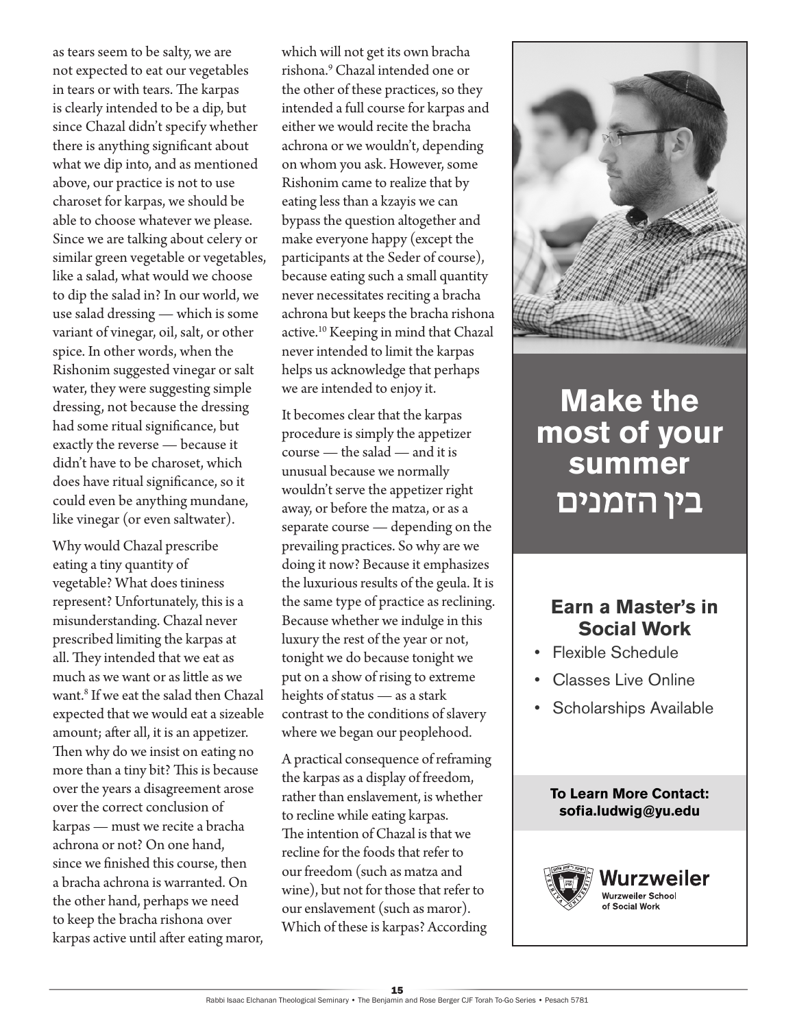as tears seem to be salty, we are not expected to eat our vegetables in tears or with tears. The karpas is clearly intended to be a dip, but since Chazal didn't specify whether there is anything significant about what we dip into, and as mentioned above, our practice is not to use charoset for karpas, we should be able to choose whatever we please. Since we are talking about celery or similar green vegetable or vegetables, like a salad, what would we choose to dip the salad in? In our world, we use salad dressing — which is some variant of vinegar, oil, salt, or other spice. In other words, when the Rishonim suggested vinegar or salt water, they were suggesting simple dressing, not because the dressing had some ritual significance, but exactly the reverse — because it didn't have to be charoset, which does have ritual significance, so it could even be anything mundane, like vinegar (or even saltwater).

Why would Chazal prescribe eating a tiny quantity of vegetable? What does tininess represent? Unfortunately, this is a misunderstanding. Chazal never prescribed limiting the karpas at all. They intended that we eat as much as we want or as little as we want.[8] If we eat the salad then Chazal expected that we would eat a sizeable amount; after all, it is an appetizer. Then why do we insist on eating no more than a tiny bit? This is because over the years a disagreement arose over the correct conclusion of karpas — must we recite a bracha achrona or not? On one hand, since we finished this course, then a bracha achrona is warranted. On the other hand, perhaps we need to keep the bracha rishona over karpas active until after eating maror, which will not get its own bracha rishona.[9] Chazal intended one or the other of these practices, so they intended a full course for karpas and either we would recite the bracha achrona or we wouldn't, depending on whom you ask. However, some Rishonim came to realize that by eating less than a kzayis we can bypass the question altogether and make everyone happy (except the participants at the Seder of course), because eating such a small quantity never necessitates reciting a bracha achrona but keeps the bracha rishona active.[10] Keeping in mind that Chazal never intended to limit the karpas helps us acknowledge that perhaps we are intended to enjoy it.

It becomes clear that the karpas procedure is simply the appetizer course — the salad — and it is unusual because we normally wouldn't serve the appetizer right away, or before the matza, or as a separate course — depending on the prevailing practices. So why are we doing it now? Because it emphasizes the luxurious results of the geula. It is the same type of practice as reclining. Because whether we indulge in this luxury the rest of the year or not, tonight we do because tonight we put on a show of rising to extreme heights of status — as a stark contrast to the conditions of slavery where we began our peoplehood.

A practical consequence of reframing the karpas as a display of freedom, rather than enslavement, is whether to recline while eating karpas. The intention of Chazal is that we recline for the foods that refer to our freedom (such as matza and wine), but not for those that refer to our enslavement (such as maror). Which of these is karpas? According

**Make the most of your summer בין הזמנים**

**Earn a Master's in Social Work**

- Flexible Schedule
- Classes Live Online
- Scholarships Available

**To Learn More Contact: sofia.ludwig@yu.edu**

**Wurzweiler** Wurzweiler School of Social Work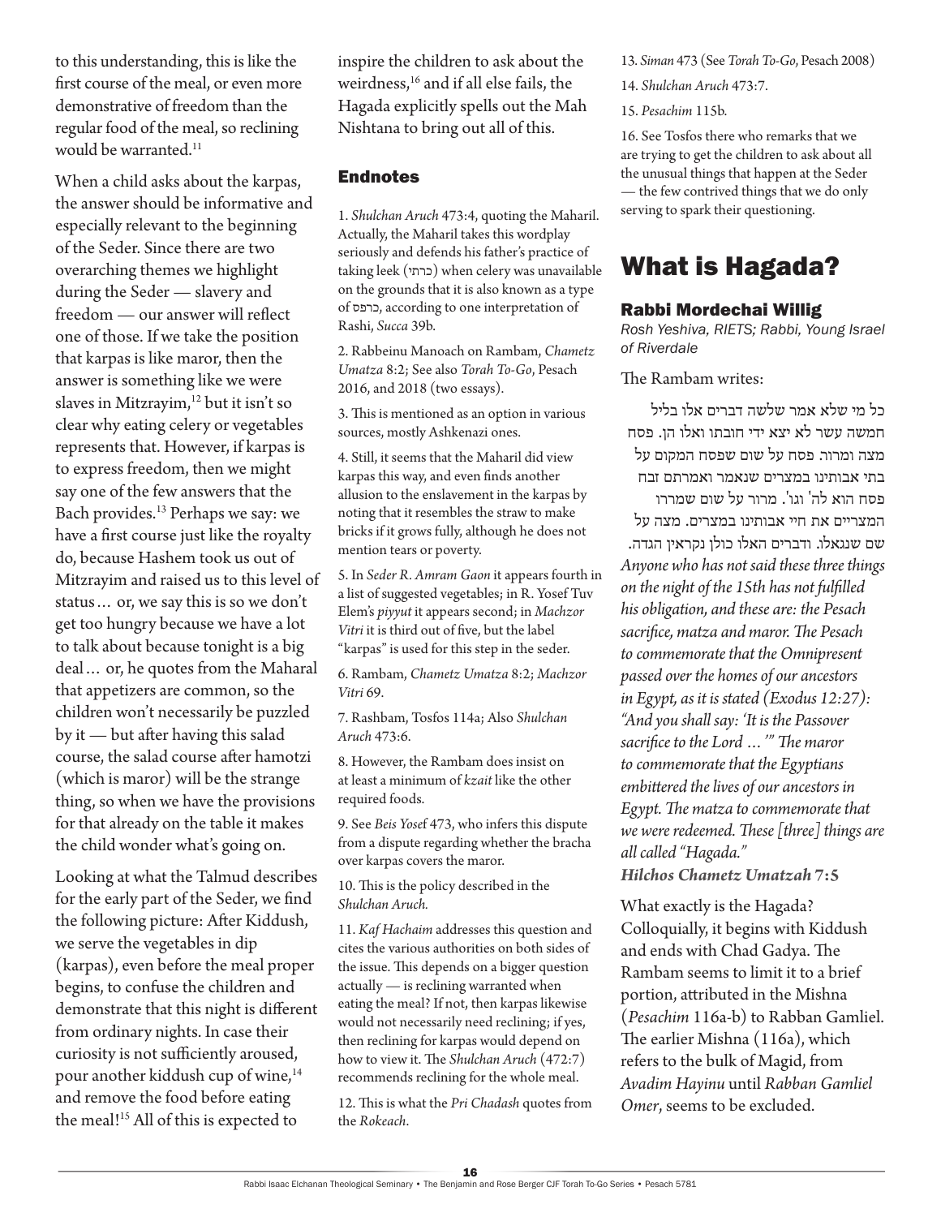to this understanding, this is like the first course of the meal, or even more demonstrative of freedom than the regular food of the meal, so reclining would be warranted.[11]

When a child asks about the karpas, the answer should be informative and especially relevant to the beginning of the Seder. Since there are two overarching themes we highlight during the Seder — slavery and freedom — our answer will reflect one of those. If we take the position that karpas is like maror, then the answer is something like we were slaves in Mitzrayim,[12] but it isn't so clear why eating celery or vegetables represents that. However, if karpas is to express freedom, then we might say one of the few answers that the Bach provides.[13] Perhaps we say: we have a first course just like the royalty do, because Hashem took us out of Mitzrayim and raised us to this level of status… or, we say this is so we don't get too hungry because we have a lot to talk about because tonight is a big deal… or, he quotes from the Maharal that appetizers are common, so the children won't necessarily be puzzled by it — but after having this salad course, the salad course after hamotzi (which is maror) will be the strange thing, so when we have the provisions for that already on the table it makes the child wonder what's going on.

Looking at what the Talmud describes for the early part of the Seder, we find the following picture: After Kiddush, we serve the vegetables in dip (karpas), even before the meal proper begins, to confuse the children and demonstrate that this night is different from ordinary nights. In case their curiosity is not sufficiently aroused, pour another kiddush cup of wine,[14] and remove the food before eating the meal![15] All of this is expected to inspire the children to ask about the weirdness,[16] and if all else fails, the Hagada explicitly spells out the Mah Nishtana to bring out all of this.

### Endnotes

1. *Shulchan Aruch* 473:4, quoting the Maharil. Actually, the Maharil takes this wordplay seriously and defends his father's practice of taking leek (כרתי) when celery was unavailable on the grounds that it is also known as a type of כרפס, according to one interpretation of Rashi, *Succa* 39b.

2. Rabbeinu Manoach on Rambam, *Chametz Umatza* 8:2; See also *Torah To-Go*, Pesach 2016, and 2018 (two essays).

3. This is mentioned as an option in various sources, mostly Ashkenazi ones.

4. Still, it seems that the Maharil did view karpas this way, and even finds another allusion to the enslavement in the karpas by noting that it resembles the straw to make bricks if it grows fully, although he does not mention tears or poverty.

5. In *Seder R. Amram Gaon* it appears fourth in a list of suggested vegetables; in R. Yosef Tuv Elem's *piyyut* it appears second; in *Machzor Vitri* it is third out of five, but the label "karpas" is used for this step in the seder.

6. Rambam, *Chametz Umatza* 8:2; *Machzor Vitri* 69.

7. Rashbam, Tosfos 114a; Also *Shulchan Aruch* 473:6.

8. However, the Rambam does insist on at least a minimum of *kzait* like the other required foods.

9. See *Beis Yosef* 473, who infers this dispute from a dispute regarding whether the bracha over karpas covers the maror.

10. This is the policy described in the *Shulchan Aruch*.

11. *Kaf Hachaim* addresses this question and cites the various authorities on both sides of the issue. This depends on a bigger question actually — is reclining warranted when eating the meal? If not, then karpas likewise would not necessarily need reclining; if yes, then reclining for karpas would depend on how to view it. The *Shulchan Aruch* (472:7) recommends reclining for the whole meal.

12. This is what the *Pri Chadash* quotes from the *Rokeach*.

13. *Siman* 473 (See *Torah To-Go*, Pesach 2008)

14. *Shulchan Aruch* 473:7.

15. *Pesachim* 115b.

16. See Tosfos there who remarks that we are trying to get the children to ask about all the unusual things that happen at the Seder — the few contrived things that we do only serving to spark their questioning.

# What is Hagada?

### Rabbi Mordechai Willig

*Rosh Yeshiva, RIETS; Rabbi, Young Israel of Riverdale*

The Rambam writes:

כל מי שלא אמר שלשה דברים אלו בליל חמשה עשר לא יצא ידי חובתו ואלו הן. פסח מצה ומרור. פסח על שום שפסח המקום על בתי אבותינו במצרים שנאמר ואמרתם זבח פסח הוא לה' וגו'. מרור על שום שמררו המצריים את חיי אבותינו במצרים. מצה על שם שנגאלו. ודברים האלו כולן נקראין הגדה.

*Anyone who has not said these three things on the night of the 15th has not fulfilled his obligation, and these are: the Pesach sacrifice, matza and maror. The Pesach to commemorate that the Omnipresent passed over the homes of our ancestors in Egypt, as it is stated (Exodus 12:27): "And you shall say: 'It is the Passover sacrifice to the Lord …'" The maror to commemorate that the Egyptians embittered the lives of our ancestors in Egypt. The matza to commemorate that we were redeemed. These [three] things are all called "Hagada."*

***Hilchos Chametz Umatzah* 7:5**

What exactly is the Hagada? Colloquially, it begins with Kiddush and ends with Chad Gadya. The Rambam seems to limit it to a brief portion, attributed in the Mishna (*Pesachim* 116a-b) to Rabban Gamliel. The earlier Mishna (116a), which refers to the bulk of Magid, from *Avadim Hayinu* until *Rabban Gamliel Omer*, seems to be excluded.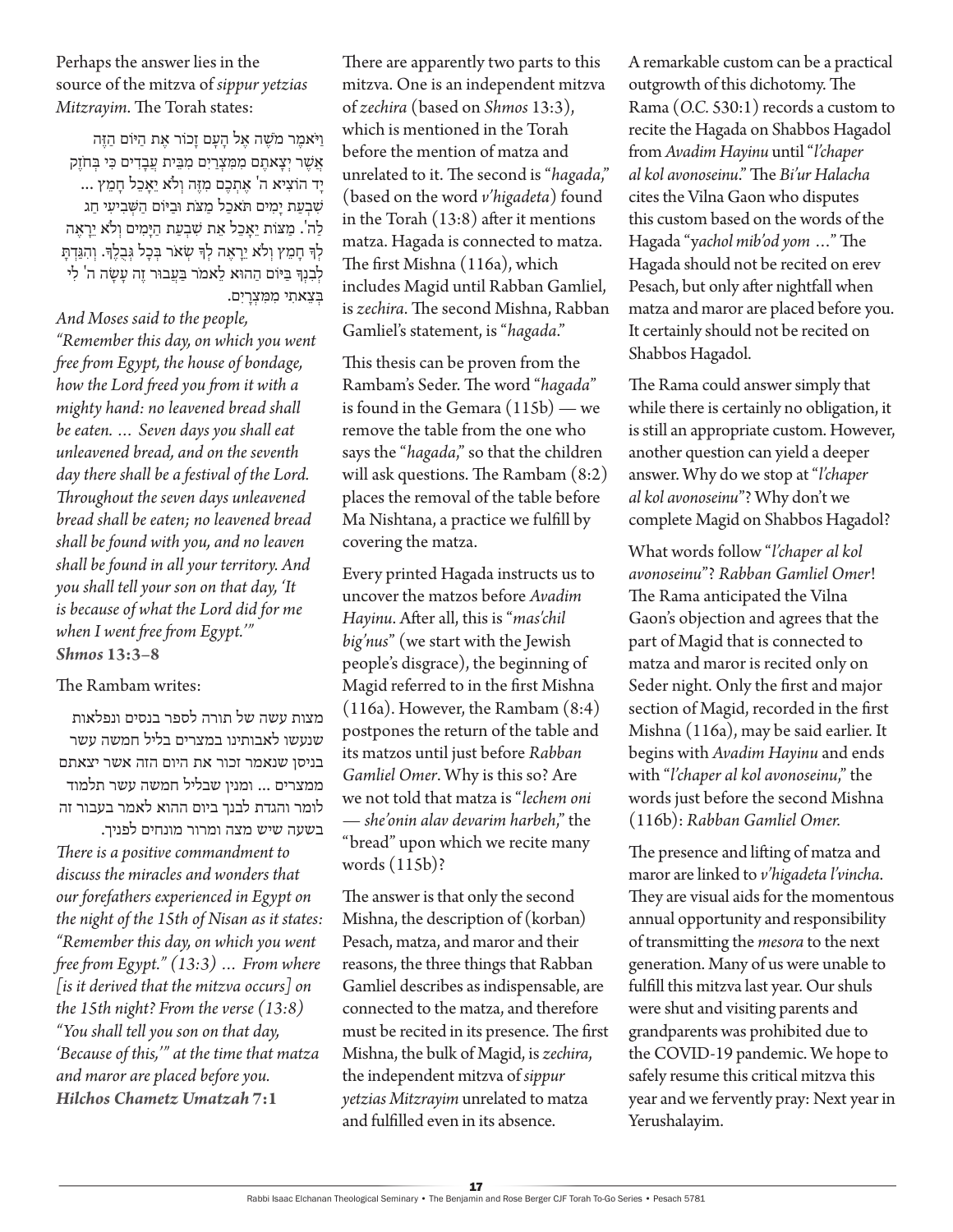Perhaps the answer lies in the source of the mitzva of *sippur yetzias Mitzrayim*. The Torah states:

וַיֹּאמֶר מֹשֶׁה אֶל הָעָם זָכוֹר אֶת הַיּוֹם הַזֶּה אֲשֶׁר יְצָאתֶם מִמִּצְרַיִם מִבֵּית עֲבָדִים כִּי בְּחֹזֶק יָד הוֹצִיא ה' אֶתְכֶם מִזֶּה וְלֹא יֵאָכֵל חָמֵץ ... שִׁבְעַת יָמִים תֹּאכַל מַצֹּת וּבַיּוֹם הַשְּׁבִיעִי חַג לַה'. מַצּוֹת יֵאָכֵל אֵת שִׁבְעַת הַיָּמִים וְלֹא יֵרָאֶה לְךָ חָמֵץ וְלֹא יֵרָאֶה לְךָ שְׂאֹר בְּכָל גְּבֻלֶךָ. וְהִגַּדְתָּ לְבִנְךָ בַּיּוֹם הַהוּא לֵאמֹר בַּעֲבוּר זֶה עָשָׂה ה' לִי בְּצֵאתִי מִמִּצְרָיִם.

*And Moses said to the people, "Remember this day, on which you went free from Egypt, the house of bondage, how the Lord freed you from it with a mighty hand: no leavened bread shall be eaten. … Seven days you shall eat unleavened bread, and on the seventh day there shall be a festival of the Lord. Throughout the seven days unleavened bread shall be eaten; no leavened bread shall be found with you, and no leaven shall be found in all your territory. And you shall tell your son on that day, 'It is because of what the Lord did for me when I went free from Egypt.'"*
***Shmos* 13:3–8**

The Rambam writes:

מצות עשה של תורה לספר בנסים ונפלאות שנעשו לאבותינו במצרים בליל חמשה עשר בניסן שנאמר זכור את היום הזה אשר יצאתם ממצרים ... ומנין שבליל חמשה עשר תלמוד לומר והגדת לבנך ביום ההוא לאמר בעבור זה בשעה שיש מצה ומרור מונחים לפניך.

*There is a positive commandment to discuss the miracles and wonders that our forefathers experienced in Egypt on the night of the 15th of Nisan as it states: "Remember this day, on which you went free from Egypt." (13:3) … From where [is it derived that the mitzva occurs] on the 15th night? From the verse (13:8) "You shall tell you son on that day, 'Because of this,'" at the time that matza and maror are placed before you.*
***Hilchos Chametz Umatzah* 7:1**

There are apparently two parts to this mitzva. One is an independent mitzva of *zechira* (based on *Shmos* 13:3), which is mentioned in the Torah before the mention of matza and unrelated to it. The second is "*hagada*," (based on the word *v'higadeta*) found in the Torah (13:8) after it mentions matza. Hagada is connected to matza. The first Mishna (116a), which includes Magid until Rabban Gamliel, is *zechira*. The second Mishna, Rabban Gamliel's statement, is "*hagada*."

This thesis can be proven from the Rambam's Seder. The word "*hagada*" is found in the Gemara (115b) — we remove the table from the one who says the "*hagada*," so that the children will ask questions. The Rambam (8:2) places the removal of the table before Ma Nishtana, a practice we fulfill by covering the matza.

Every printed Hagada instructs us to uncover the matzos before *Avadim Hayinu*. After all, this is "*mas'chil big'nus*" (we start with the Jewish people's disgrace), the beginning of Magid referred to in the first Mishna (116a). However, the Rambam (8:4) postpones the return of the table and its matzos until just before *Rabban Gamliel Omer*. Why is this so? Are we not told that matza is "*lechem oni — she'onin alav devarim harbeh*," the "bread" upon which we recite many words (115b)?

The answer is that only the second Mishna, the description of (korban) Pesach, matza, and maror and their reasons, the three things that Rabban Gamliel describes as indispensable, are connected to the matza, and therefore must be recited in its presence. The first Mishna, the bulk of Magid, is *zechira*, the independent mitzva of *sippur yetzias Mitzrayim* unrelated to matza and fulfilled even in its absence.

A remarkable custom can be a practical outgrowth of this dichotomy. The Rama (*O.C.* 530:1) records a custom to recite the Hagada on Shabbos Hagadol from *Avadim Hayinu* until "*l'chaper al kol avonoseinu*." The *Bi'ur Halacha* cites the Vilna Gaon who disputes this custom based on the words of the Hagada "*yachol mib'od yom* …" The Hagada should not be recited on erev Pesach, but only after nightfall when matza and maror are placed before you. It certainly should not be recited on Shabbos Hagadol.

The Rama could answer simply that while there is certainly no obligation, it is still an appropriate custom. However, another question can yield a deeper answer. Why do we stop at "*l'chaper al kol avonoseinu*"? Why don't we complete Magid on Shabbos Hagadol?

What words follow "*l'chaper al kol avonoseinu*"? *Rabban Gamliel Omer*! The Rama anticipated the Vilna Gaon's objection and agrees that the part of Magid that is connected to matza and maror is recited only on Seder night. Only the first and major section of Magid, recorded in the first Mishna (116a), may be said earlier. It begins with *Avadim Hayinu* and ends with "*l'chaper al kol avonoseinu*," the words just before the second Mishna (116b): *Rabban Gamliel Omer.*

The presence and lifting of matza and maror are linked to *v'higadeta l'vincha*. They are visual aids for the momentous annual opportunity and responsibility of transmitting the *mesora* to the next generation. Many of us were unable to fulfill this mitzva last year. Our shuls were shut and visiting parents and grandparents was prohibited due to the COVID-19 pandemic. We hope to safely resume this critical mitzva this year and we fervently pray: Next year in Yerushalayim.